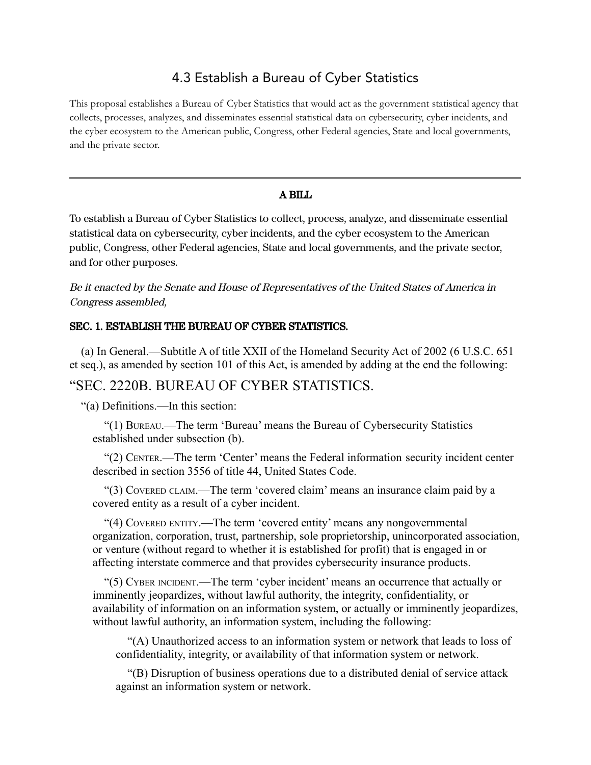## 4.3 Establish a Bureau of Cyber Statistics

This proposal establishes a Bureau of Cyber Statistics that would act as the government statistical agency that collects, processes, analyzes, and disseminates essential statistical data on cybersecurity, cyber incidents, and the cyber ecosystem to the American public, Congress, other Federal agencies, State and local governments, and the private sector.

---

**A BILL**

To establish a Bureau of Cyber Statistics to collect, process, analyze, and disseminate essential statistical data on cybersecurity, cyber incidents, and the cyber ecosystem to the American public, Congress, other Federal agencies, State and local governments, and the private sector, and for other purposes.

*Be it enacted by the Senate and House of Representatives of the United States of America in Congress assembled,*

**SEC. 1. ESTABLISH THE BUREAU OF CYBER STATISTICS.**

(a) In General.—Subtitle A of title XXII of the Homeland Security Act of 2002 (6 U.S.C. 651 et seq.), as amended by section 101 of this Act, is amended by adding at the end the following:

### "SEC. 2220B. BUREAU OF CYBER STATISTICS.

"(a) Definitions.—In this section:

"(1) Bureau.—The term 'Bureau' means the Bureau of Cybersecurity Statistics established under subsection (b).

"(2) Center.—The term 'Center' means the Federal information security incident center described in section 3556 of title 44, United States Code.

"(3) Covered claim.—The term 'covered claim' means an insurance claim paid by a covered entity as a result of a cyber incident.

"(4) Covered entity.—The term 'covered entity' means any nongovernmental organization, corporation, trust, partnership, sole proprietorship, unincorporated association, or venture (without regard to whether it is established for profit) that is engaged in or affecting interstate commerce and that provides cybersecurity insurance products.

"(5) Cyber incident.—The term 'cyber incident' means an occurrence that actually or imminently jeopardizes, without lawful authority, the integrity, confidentiality, or availability of information on an information system, or actually or imminently jeopardizes, without lawful authority, an information system, including the following:

"(A) Unauthorized access to an information system or network that leads to loss of confidentiality, integrity, or availability of that information system or network.

"(B) Disruption of business operations due to a distributed denial of service attack against an information system or network.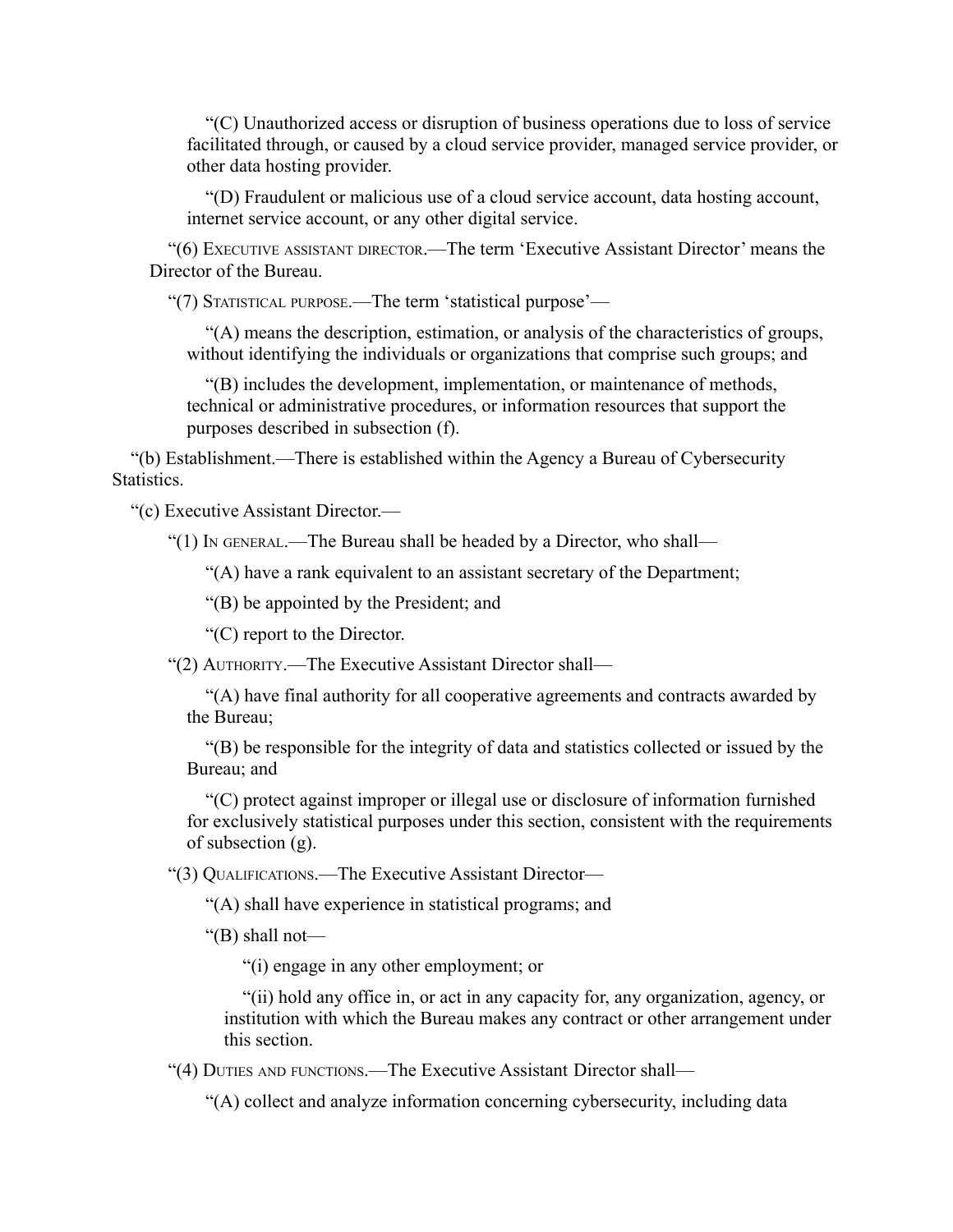"(C) Unauthorized access or disruption of business operations due to loss of service facilitated through, or caused by a cloud service provider, managed service provider, or other data hosting provider.

"(D) Fraudulent or malicious use of a cloud service account, data hosting account, internet service account, or any other digital service.

"(6) Executive assistant director.—The term 'Executive Assistant Director' means the Director of the Bureau.

"(7) Statistical purpose.—The term 'statistical purpose'—

"(A) means the description, estimation, or analysis of the characteristics of groups, without identifying the individuals or organizations that comprise such groups; and

"(B) includes the development, implementation, or maintenance of methods, technical or administrative procedures, or information resources that support the purposes described in subsection (f).

"(b) Establishment.—There is established within the Agency a Bureau of Cybersecurity Statistics.

"(c) Executive Assistant Director.—

"(1) In general.—The Bureau shall be headed by a Director, who shall—

"(A) have a rank equivalent to an assistant secretary of the Department;

"(B) be appointed by the President; and

"(C) report to the Director.

"(2) Authority.—The Executive Assistant Director shall—

"(A) have final authority for all cooperative agreements and contracts awarded by the Bureau;

"(B) be responsible for the integrity of data and statistics collected or issued by the Bureau; and

"(C) protect against improper or illegal use or disclosure of information furnished for exclusively statistical purposes under this section, consistent with the requirements of subsection (g).

"(3) Qualifications.—The Executive Assistant Director—

"(A) shall have experience in statistical programs; and

"(B) shall not—

"(i) engage in any other employment; or

"(ii) hold any office in, or act in any capacity for, any organization, agency, or institution with which the Bureau makes any contract or other arrangement under this section.

"(4) Duties and functions.—The Executive Assistant Director shall—

"(A) collect and analyze information concerning cybersecurity, including data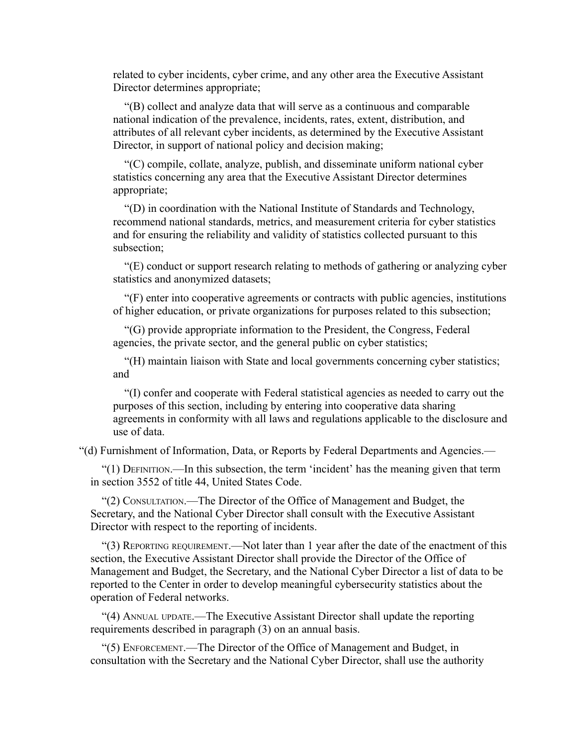related to cyber incidents, cyber crime, and any other area the Executive Assistant Director determines appropriate;

"(B) collect and analyze data that will serve as a continuous and comparable national indication of the prevalence, incidents, rates, extent, distribution, and attributes of all relevant cyber incidents, as determined by the Executive Assistant Director, in support of national policy and decision making;

"(C) compile, collate, analyze, publish, and disseminate uniform national cyber statistics concerning any area that the Executive Assistant Director determines appropriate;

"(D) in coordination with the National Institute of Standards and Technology, recommend national standards, metrics, and measurement criteria for cyber statistics and for ensuring the reliability and validity of statistics collected pursuant to this subsection;

"(E) conduct or support research relating to methods of gathering or analyzing cyber statistics and anonymized datasets;

"(F) enter into cooperative agreements or contracts with public agencies, institutions of higher education, or private organizations for purposes related to this subsection;

"(G) provide appropriate information to the President, the Congress, Federal agencies, the private sector, and the general public on cyber statistics;

"(H) maintain liaison with State and local governments concerning cyber statistics; and

"(I) confer and cooperate with Federal statistical agencies as needed to carry out the purposes of this section, including by entering into cooperative data sharing agreements in conformity with all laws and regulations applicable to the disclosure and use of data.

"(d) Furnishment of Information, Data, or Reports by Federal Departments and Agencies.—

"(1) Definition.—In this subsection, the term 'incident' has the meaning given that term in section 3552 of title 44, United States Code.

"(2) Consultation.—The Director of the Office of Management and Budget, the Secretary, and the National Cyber Director shall consult with the Executive Assistant Director with respect to the reporting of incidents.

"(3) Reporting requirement.—Not later than 1 year after the date of the enactment of this section, the Executive Assistant Director shall provide the Director of the Office of Management and Budget, the Secretary, and the National Cyber Director a list of data to be reported to the Center in order to develop meaningful cybersecurity statistics about the operation of Federal networks.

"(4) Annual update.—The Executive Assistant Director shall update the reporting requirements described in paragraph (3) on an annual basis.

"(5) Enforcement.—The Director of the Office of Management and Budget, in consultation with the Secretary and the National Cyber Director, shall use the authority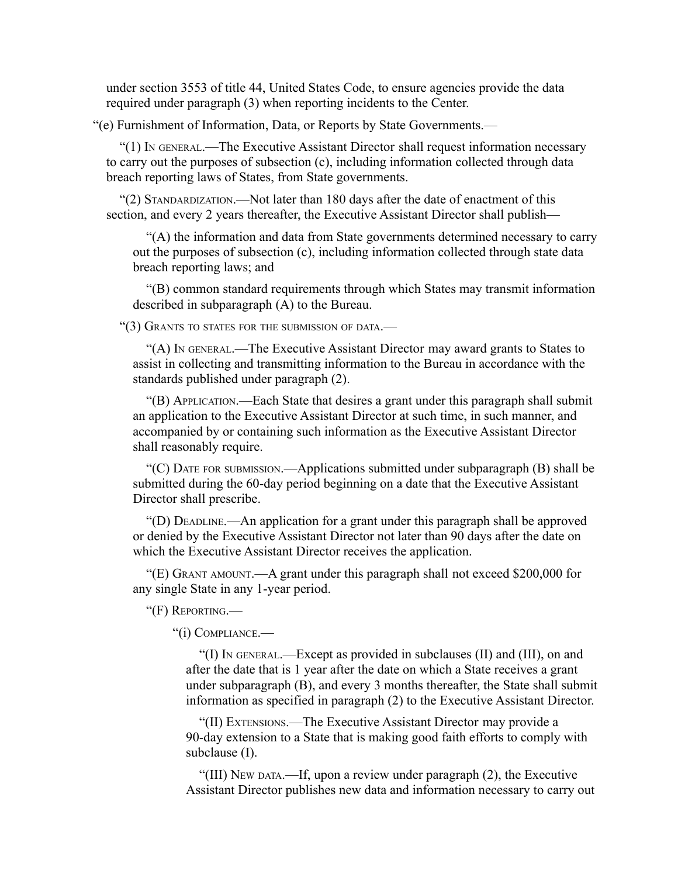under section 3553 of title 44, United States Code, to ensure agencies provide the data required under paragraph (3) when reporting incidents to the Center.

"(e) Furnishment of Information, Data, or Reports by State Governments.—

"(1) In general.—The Executive Assistant Director shall request information necessary to carry out the purposes of subsection (c), including information collected through data breach reporting laws of States, from State governments.

"(2) Standardization.—Not later than 180 days after the date of enactment of this section, and every 2 years thereafter, the Executive Assistant Director shall publish—

"(A) the information and data from State governments determined necessary to carry out the purposes of subsection (c), including information collected through state data breach reporting laws; and

"(B) common standard requirements through which States may transmit information described in subparagraph (A) to the Bureau.

"(3) Grants to states for the submission of data.—

"(A) In general.—The Executive Assistant Director may award grants to States to assist in collecting and transmitting information to the Bureau in accordance with the standards published under paragraph (2).

"(B) Application.—Each State that desires a grant under this paragraph shall submit an application to the Executive Assistant Director at such time, in such manner, and accompanied by or containing such information as the Executive Assistant Director shall reasonably require.

"(C) Date for submission.—Applications submitted under subparagraph (B) shall be submitted during the 60-day period beginning on a date that the Executive Assistant Director shall prescribe.

"(D) Deadline.—An application for a grant under this paragraph shall be approved or denied by the Executive Assistant Director not later than 90 days after the date on which the Executive Assistant Director receives the application.

"(E) Grant amount.—A grant under this paragraph shall not exceed $200,000 for any single State in any 1-year period.

"(F) Reporting.—

"(i) Compliance.—

"(I) In general.—Except as provided in subclauses (II) and (III), on and after the date that is 1 year after the date on which a State receives a grant under subparagraph (B), and every 3 months thereafter, the State shall submit information as specified in paragraph (2) to the Executive Assistant Director.

"(II) Extensions.—The Executive Assistant Director may provide a 90-day extension to a State that is making good faith efforts to comply with subclause (I).

"(III) New data.—If, upon a review under paragraph (2), the Executive Assistant Director publishes new data and information necessary to carry out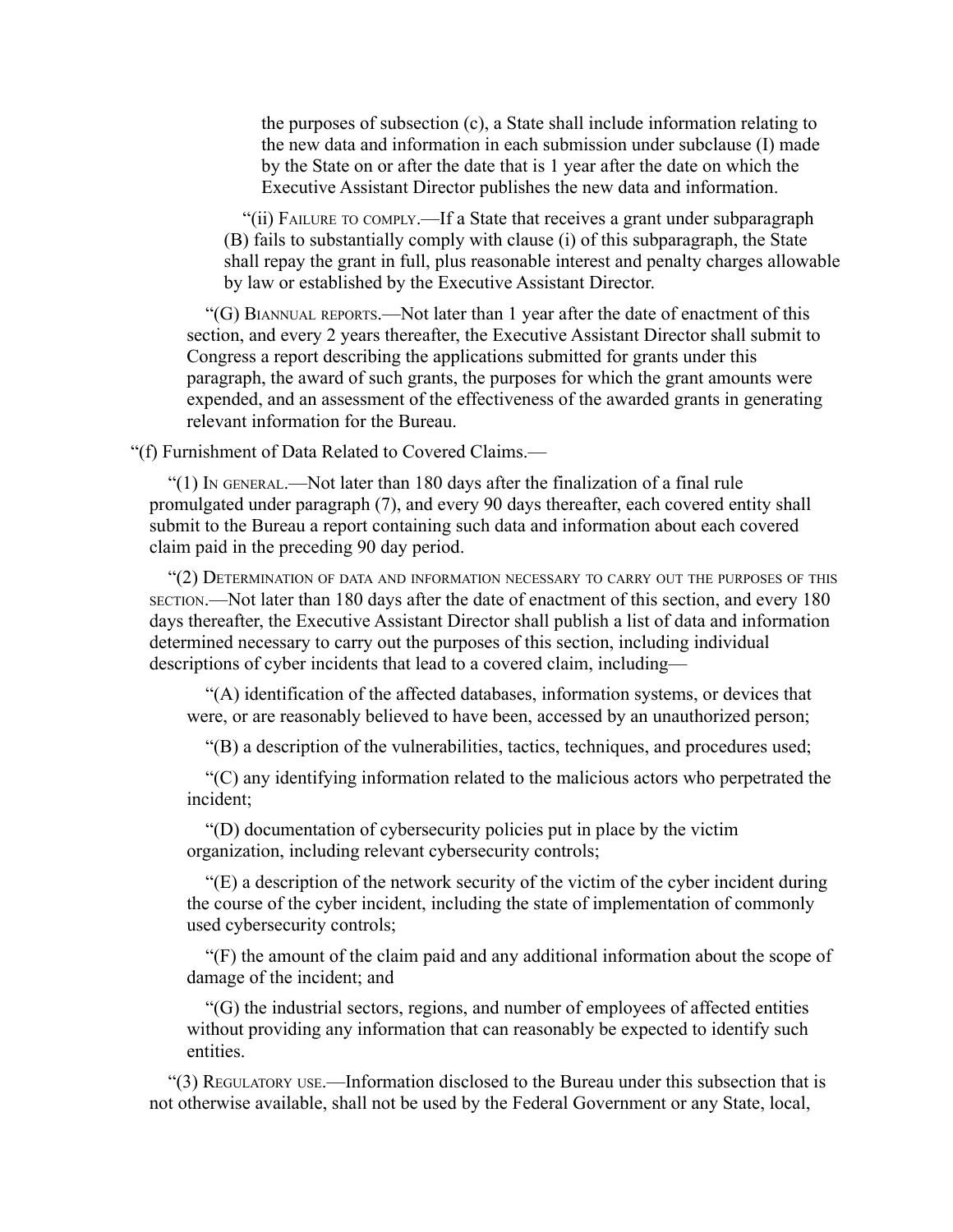the purposes of subsection (c), a State shall include information relating to the new data and information in each submission under subclause (I) made by the State on or after the date that is 1 year after the date on which the Executive Assistant Director publishes the new data and information.

"(ii) FAILURE TO COMPLY.—If a State that receives a grant under subparagraph (B) fails to substantially comply with clause (i) of this subparagraph, the State shall repay the grant in full, plus reasonable interest and penalty charges allowable by law or established by the Executive Assistant Director.

"(G) BIANNUAL REPORTS.—Not later than 1 year after the date of enactment of this section, and every 2 years thereafter, the Executive Assistant Director shall submit to Congress a report describing the applications submitted for grants under this paragraph, the award of such grants, the purposes for which the grant amounts were expended, and an assessment of the effectiveness of the awarded grants in generating relevant information for the Bureau.

"(f) Furnishment of Data Related to Covered Claims.—

"(1) IN GENERAL.—Not later than 180 days after the finalization of a final rule promulgated under paragraph (7), and every 90 days thereafter, each covered entity shall submit to the Bureau a report containing such data and information about each covered claim paid in the preceding 90 day period.

"(2) DETERMINATION OF DATA AND INFORMATION NECESSARY TO CARRY OUT THE PURPOSES OF THIS SECTION.—Not later than 180 days after the date of enactment of this section, and every 180 days thereafter, the Executive Assistant Director shall publish a list of data and information determined necessary to carry out the purposes of this section, including individual descriptions of cyber incidents that lead to a covered claim, including—

"(A) identification of the affected databases, information systems, or devices that were, or are reasonably believed to have been, accessed by an unauthorized person;

"(B) a description of the vulnerabilities, tactics, techniques, and procedures used;

"(C) any identifying information related to the malicious actors who perpetrated the incident;

"(D) documentation of cybersecurity policies put in place by the victim organization, including relevant cybersecurity controls;

"(E) a description of the network security of the victim of the cyber incident during the course of the cyber incident, including the state of implementation of commonly used cybersecurity controls;

"(F) the amount of the claim paid and any additional information about the scope of damage of the incident; and

"(G) the industrial sectors, regions, and number of employees of affected entities without providing any information that can reasonably be expected to identify such entities.

"(3) REGULATORY USE.—Information disclosed to the Bureau under this subsection that is not otherwise available, shall not be used by the Federal Government or any State, local,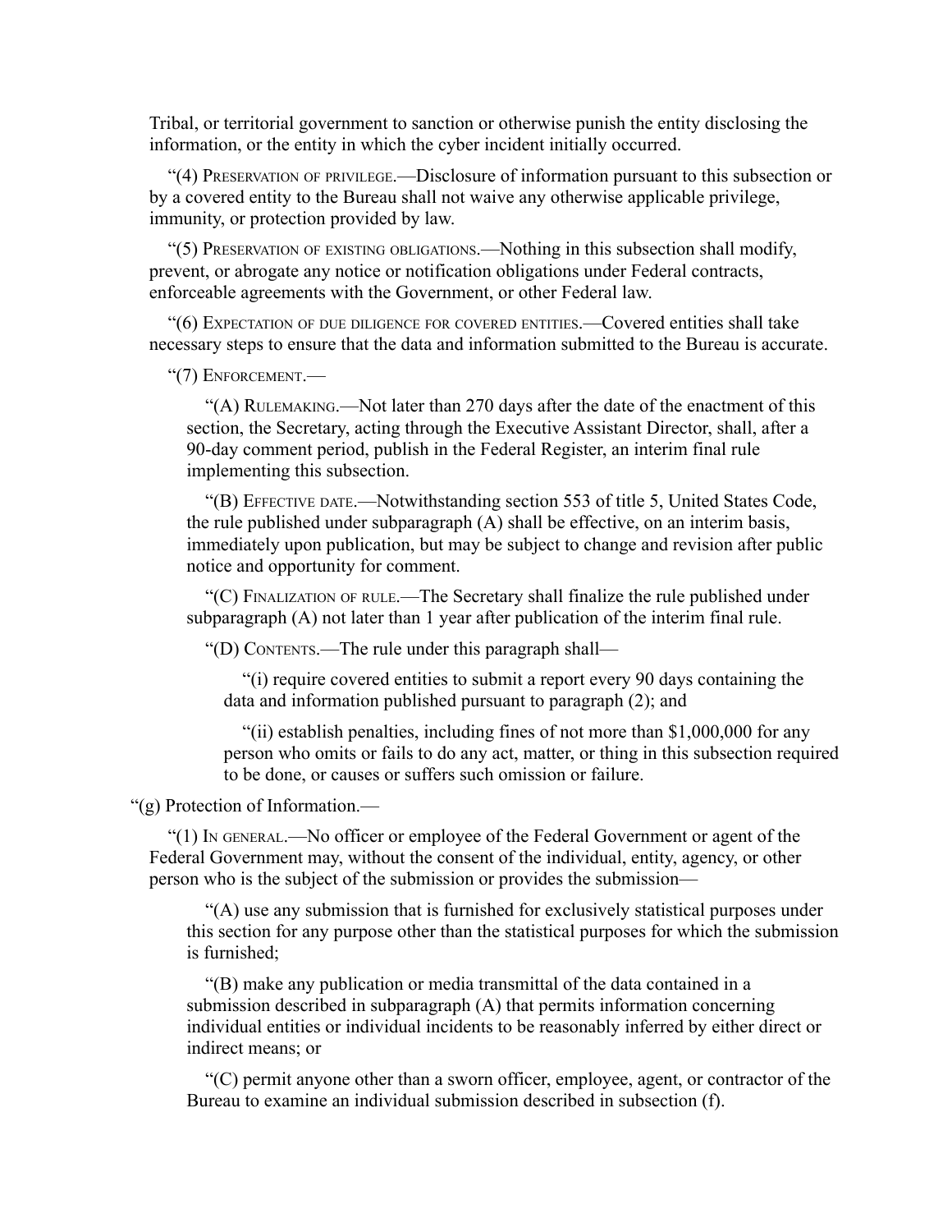Tribal, or territorial government to sanction or otherwise punish the entity disclosing the information, or the entity in which the cyber incident initially occurred.

"(4) PRESERVATION OF PRIVILEGE.—Disclosure of information pursuant to this subsection or by a covered entity to the Bureau shall not waive any otherwise applicable privilege, immunity, or protection provided by law.

"(5) PRESERVATION OF EXISTING OBLIGATIONS.—Nothing in this subsection shall modify, prevent, or abrogate any notice or notification obligations under Federal contracts, enforceable agreements with the Government, or other Federal law.

"(6) EXPECTATION OF DUE DILIGENCE FOR COVERED ENTITIES.—Covered entities shall take necessary steps to ensure that the data and information submitted to the Bureau is accurate.

"(7) ENFORCEMENT.—

"(A) RULEMAKING.—Not later than 270 days after the date of the enactment of this section, the Secretary, acting through the Executive Assistant Director, shall, after a 90-day comment period, publish in the Federal Register, an interim final rule implementing this subsection.

"(B) EFFECTIVE DATE.—Notwithstanding section 553 of title 5, United States Code, the rule published under subparagraph (A) shall be effective, on an interim basis, immediately upon publication, but may be subject to change and revision after public notice and opportunity for comment.

"(C) FINALIZATION OF RULE.—The Secretary shall finalize the rule published under subparagraph (A) not later than 1 year after publication of the interim final rule.

"(D) CONTENTS.—The rule under this paragraph shall—

"(i) require covered entities to submit a report every 90 days containing the data and information published pursuant to paragraph (2); and

"(ii) establish penalties, including fines of not more than $1,000,000 for any person who omits or fails to do any act, matter, or thing in this subsection required to be done, or causes or suffers such omission or failure.

"(g) Protection of Information.—

"(1) IN GENERAL.—No officer or employee of the Federal Government or agent of the Federal Government may, without the consent of the individual, entity, agency, or other person who is the subject of the submission or provides the submission—

"(A) use any submission that is furnished for exclusively statistical purposes under this section for any purpose other than the statistical purposes for which the submission is furnished;

"(B) make any publication or media transmittal of the data contained in a submission described in subparagraph (A) that permits information concerning individual entities or individual incidents to be reasonably inferred by either direct or indirect means; or

"(C) permit anyone other than a sworn officer, employee, agent, or contractor of the Bureau to examine an individual submission described in subsection (f).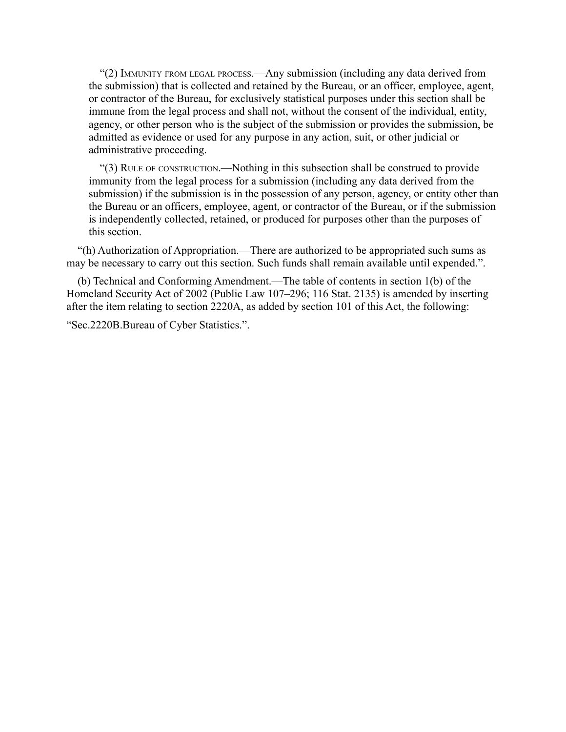"(2) Immunity from legal process.—Any submission (including any data derived from the submission) that is collected and retained by the Bureau, or an officer, employee, agent, or contractor of the Bureau, for exclusively statistical purposes under this section shall be immune from the legal process and shall not, without the consent of the individual, entity, agency, or other person who is the subject of the submission or provides the submission, be admitted as evidence or used for any purpose in any action, suit, or other judicial or administrative proceeding.

"(3) Rule of construction.—Nothing in this subsection shall be construed to provide immunity from the legal process for a submission (including any data derived from the submission) if the submission is in the possession of any person, agency, or entity other than the Bureau or an officers, employee, agent, or contractor of the Bureau, or if the submission is independently collected, retained, or produced for purposes other than the purposes of this section.

"(h) Authorization of Appropriation.—There are authorized to be appropriated such sums as may be necessary to carry out this section. Such funds shall remain available until expended.".

(b) Technical and Conforming Amendment.—The table of contents in section 1(b) of the Homeland Security Act of 2002 (Public Law 107–296; 116 Stat. 2135) is amended by inserting after the item relating to section 2220A, as added by section 101 of this Act, the following:

"Sec.2220B.Bureau of Cyber Statistics.".